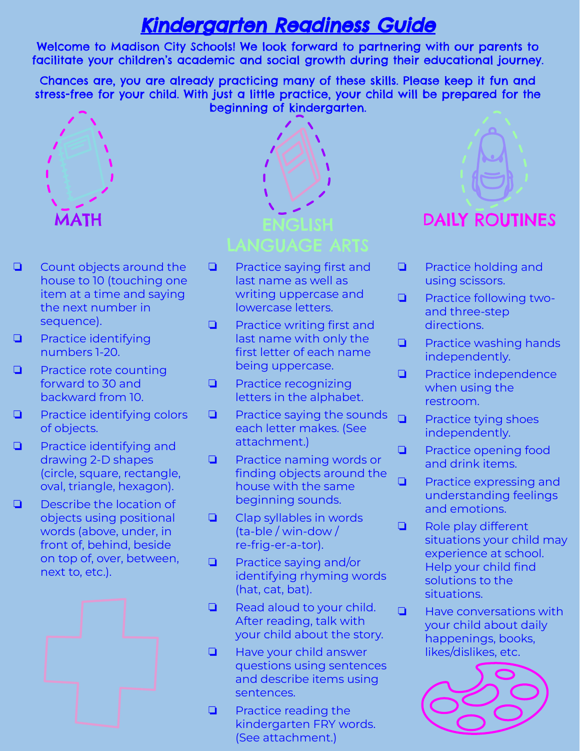# Kindergarten Readiness Guide

**Welcome to Madison City Schools! We look forward to partnering with our parents to facilitate your children's academic and social growth during their educational journey.**

**Chances are, you are already practicing many of these skills. Please keep it fun and stress-free for your child. With just a little practice, your child will be prepared for the beginning of kindergarten.**

## MATH

- ❏ Count objects around the house to 10 (touching one item at a time and saying the next number in sequence).
- ❏ Practice identifying numbers 1-20.
- ❏ Practice rote counting forward to 30 and backward from 10.
- ❏ Practice identifying colors of objects.
- ❏ Practice identifying and drawing 2-D shapes (circle, square, rectangle, oval, triangle, hexagon).
- ❏ Describe the location of objects using positional words (above, under, in front of, behind, beside on top of, over, between, next to, etc.).

## ENGLISH LANGUAGE ARTS

- ❏ Practice saying first and last name as well as writing uppercase and lowercase letters.
- ❏ Practice writing first and last name with only the first letter of each name being uppercase.
- ❏ Practice recognizing letters in the alphabet.
- ❏ Practice saying the sounds each letter makes. (See attachment.)
- ❏ Practice naming words or finding objects around the house with the same beginning sounds.
- ❏ Clap syllables in words (ta-ble / win-dow / re-frig-er-a-tor).
- ❏ Practice saying and/or identifying rhyming words (hat, cat, bat).
- ❏ Read aloud to your child. After reading, talk with your child about the story.
- ❏ Have your child answer questions using sentences and describe items using sentences.
- ❏ Practice reading the kindergarten FRY words. (See attachment.)

## DAILY ROUTINES

- ❏ Practice holding and using scissors.
- ❏ Practice following two- and three-step directions.
- ❏ Practice washing hands independently.
- ❏ Practice independence when using the restroom.
- ❏ Practice tying shoes independently.
- ❏ Practice opening food and drink items.
- ❏ Practice expressing and understanding feelings and emotions.
- ❏ Role play different situations your child may experience at school. Help your child find solutions to the situations.
- ❏ Have conversations with your child about daily happenings, books, likes/dislikes, etc.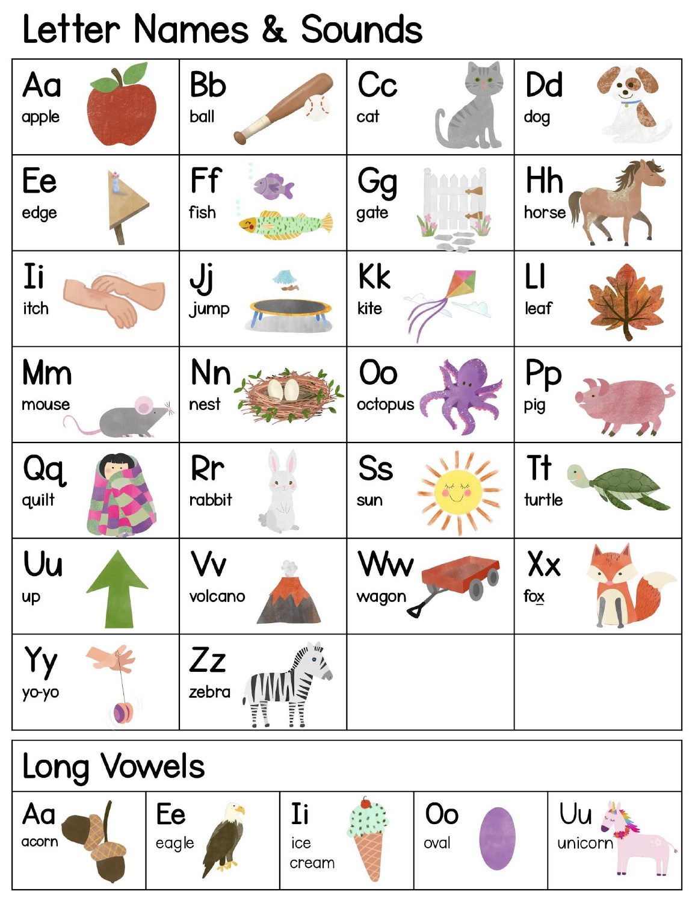# Letter Names & Sounds

| | | | |
|---|---|---|---|
| Aa apple | Bb ball | Cc cat | Dd dog |
| Ee edge | Ff fish | Gg gate | Hh horse |
| Ii itch | Jj jump | Kk kite | Ll leaf |
| Mm mouse | Nn nest | Oo octopus | Pp pig |
| Qq quilt | Rr rabbit | Ss sun | Tt turtle |
| Uu up | Vv volcano | Ww wagon | Xx fox |
| Yy yo-yo | Zz zebra | | |

## Long Vowels

| | | | | |
|---|---|---|---|---|
| Aa acorn | Ee eagle | Ii ice cream | Oo oval | Uu unicorn |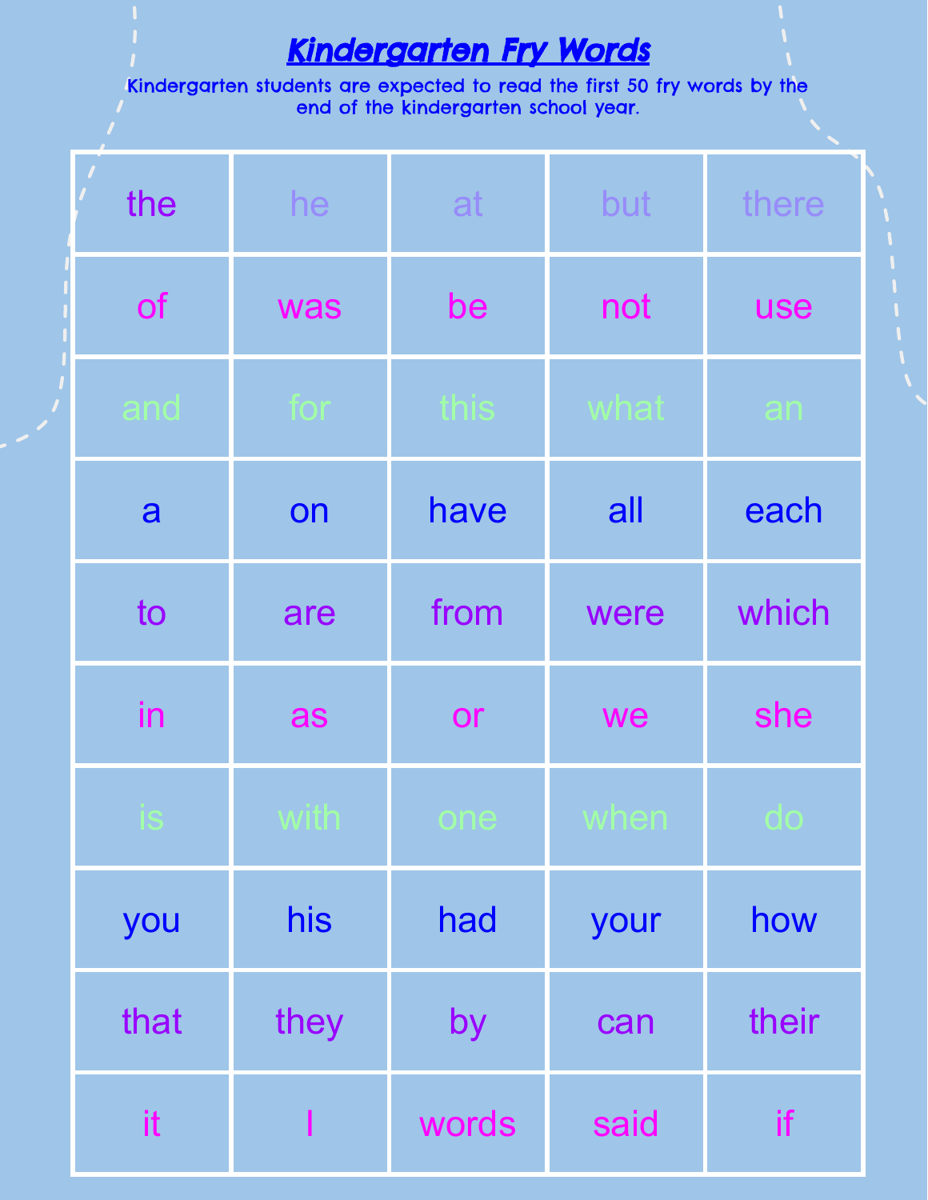# Kindergarten Fry Words

Kindergarten students are expected to read the first 50 fry words by the end of the kindergarten school year.

| | | | | |
|---|---|---|---|---|
| the | he | at | but | there |
| of | was | be | not | use |
| and | for | this | what | an |
| a | on | have | all | each |
| to | are | from | were | which |
| in | as | or | we | she |
| is | with | one | when | do |
| you | his | had | your | how |
| that | they | by | can | their |
| it | I | words | said | if |